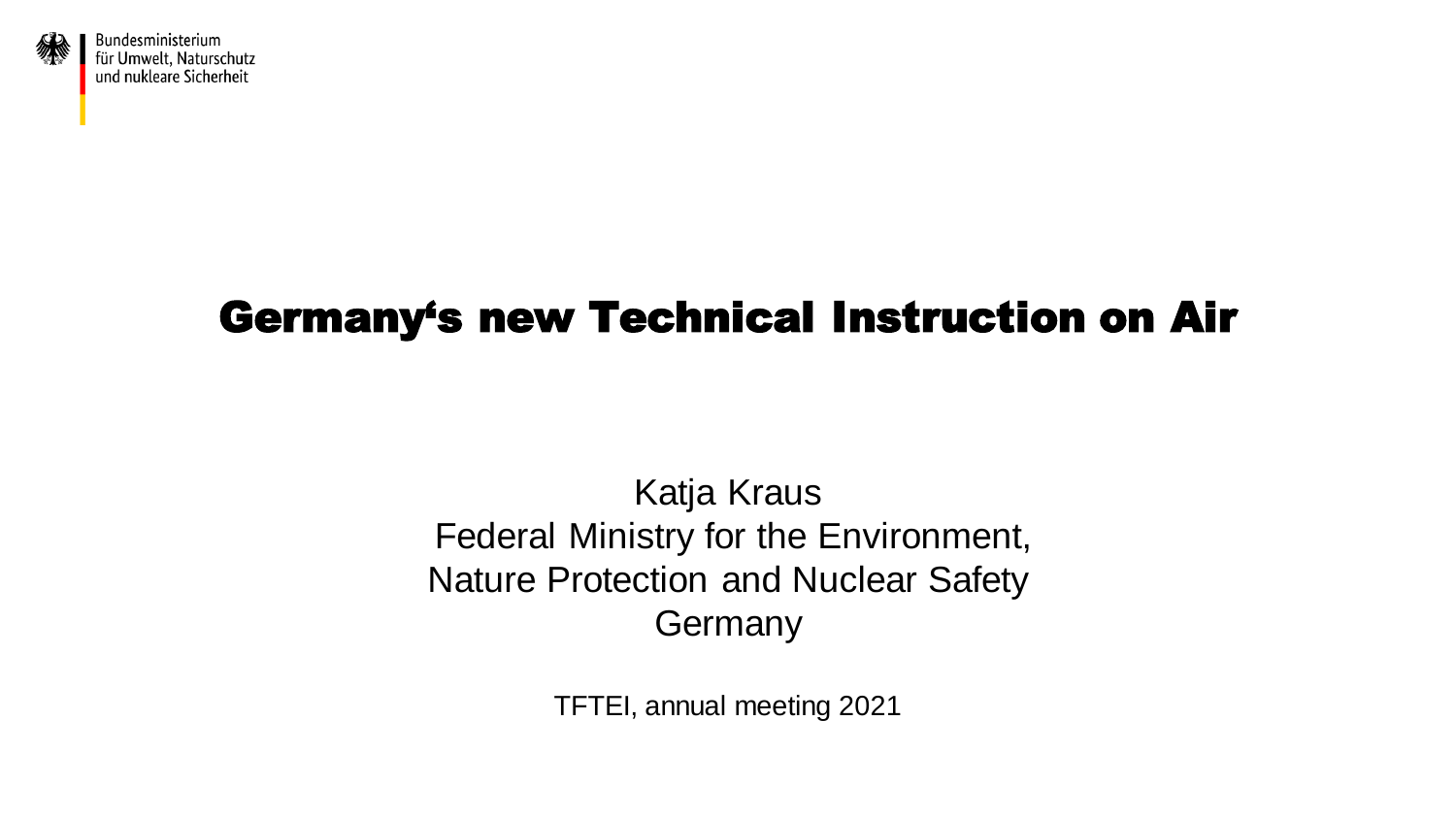Bundesministerium
für Umwelt, Naturschutz
und nukleare Sicherheit

# Germany‘s new Technical Instruction on Air

Katja Kraus
Federal Ministry for the Environment,
Nature Protection and Nuclear Safety
Germany

TFTEI, annual meeting 2021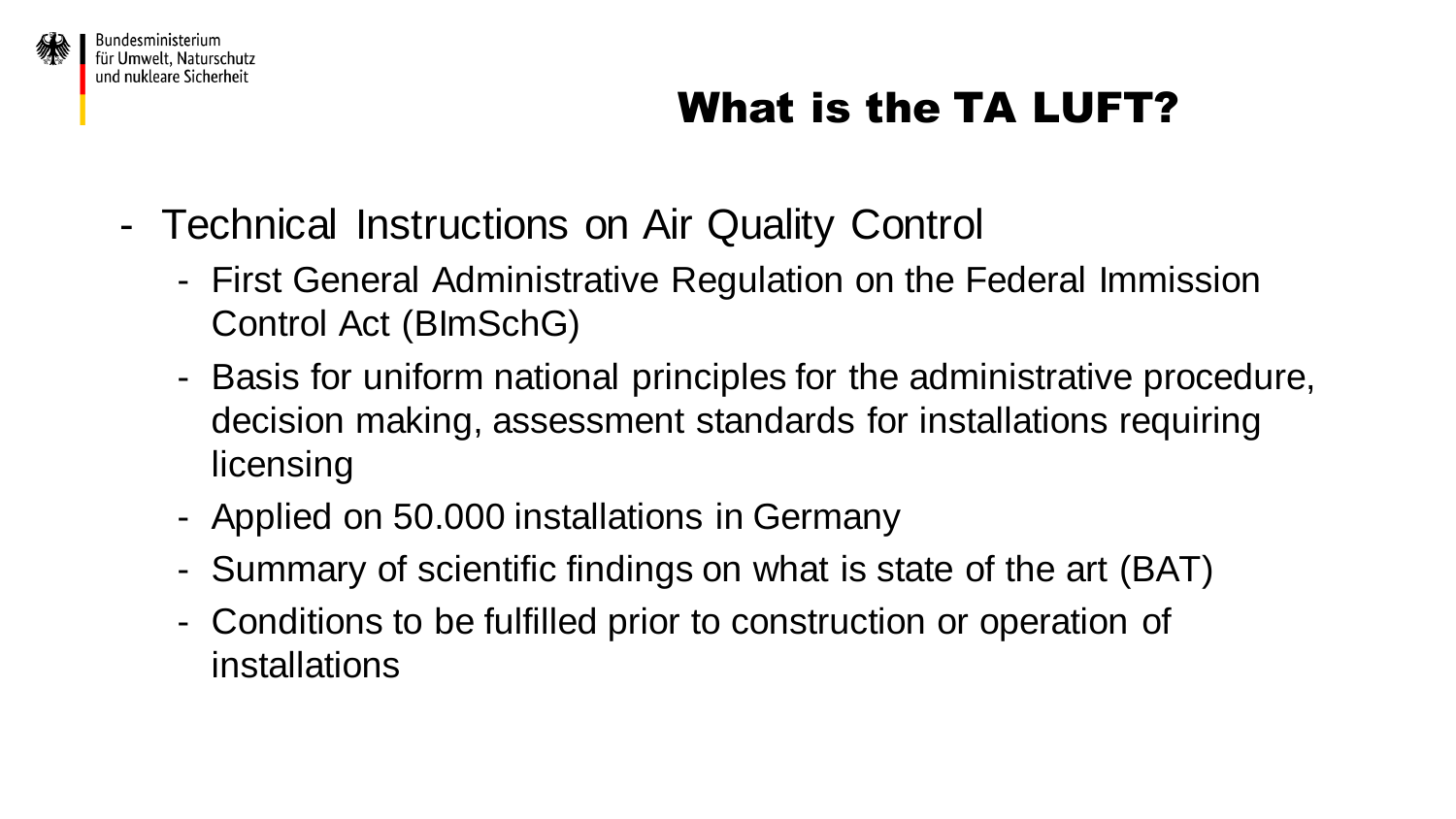# What is the TA LUFT?

- Technical Instructions on Air Quality Control
  - First General Administrative Regulation on the Federal Immission Control Act (BImSchG)
  - Basis for uniform national principles for the administrative procedure, decision making, assessment standards for installations requiring licensing
  - Applied on 50.000 installations in Germany
  - Summary of scientific findings on what is state of the art (BAT)
  - Conditions to be fulfilled prior to construction or operation of installations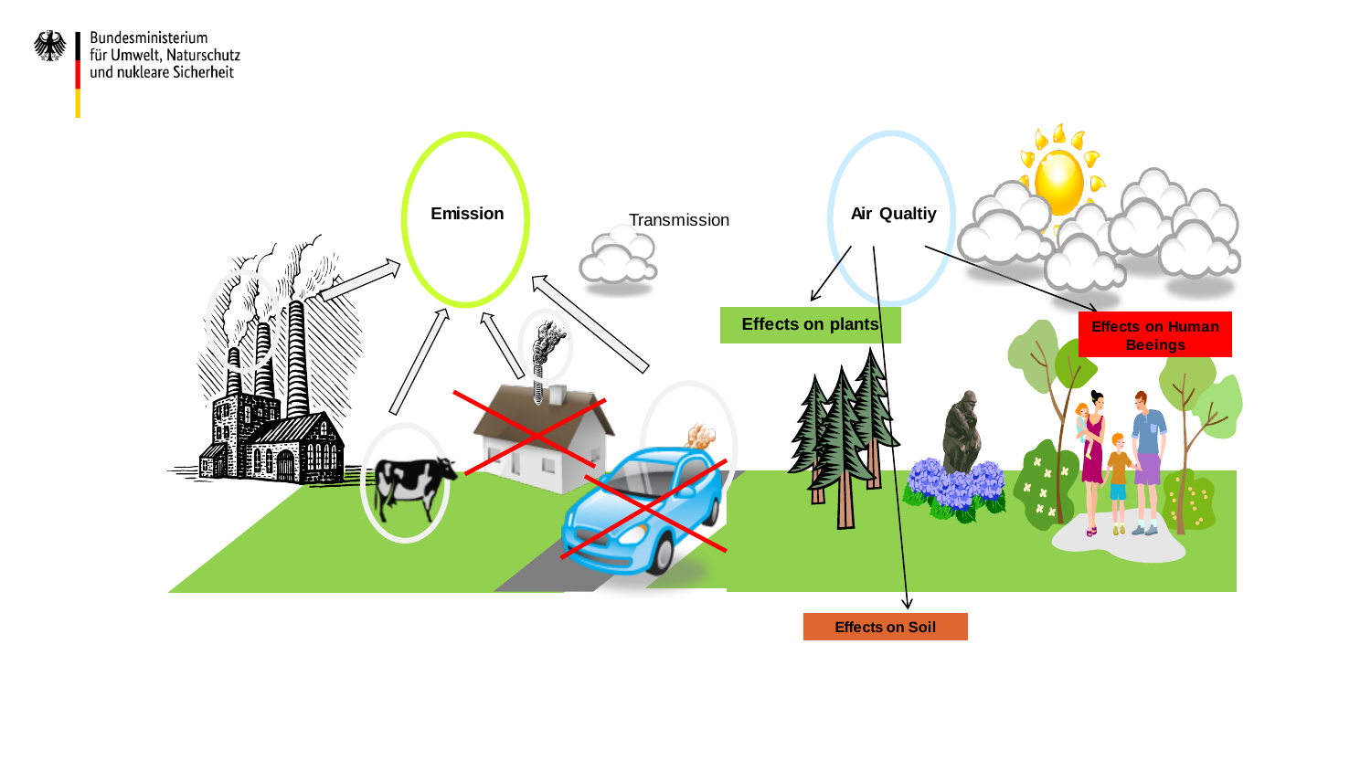Bundesministerium für Umwelt, Naturschutz und nukleare Sicherheit

Emission

Transmission

Air Qualtiy

Effects on plants

Effects on Human Beeings

Effects on Soil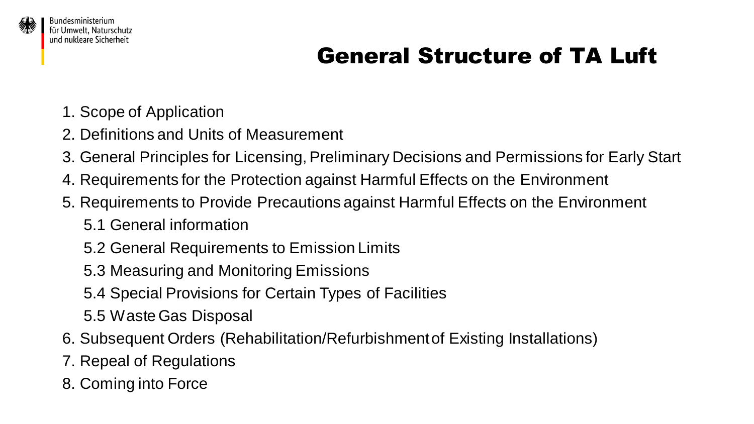# General Structure of TA Luft

1. Scope of Application
2. Definitions and Units of Measurement
3. General Principles for Licensing, Preliminary Decisions and Permissions for Early Start
4. Requirements for the Protection against Harmful Effects on the Environment
5. Requirements to Provide Precautions against Harmful Effects on the Environment
   - 5.1 General information
   - 5.2 General Requirements to Emission Limits
   - 5.3 Measuring and Monitoring Emissions
   - 5.4 Special Provisions for Certain Types of Facilities
   - 5.5 Waste Gas Disposal
6. Subsequent Orders (Rehabilitation/Refurbishment of Existing Installations)
7. Repeal of Regulations
8. Coming into Force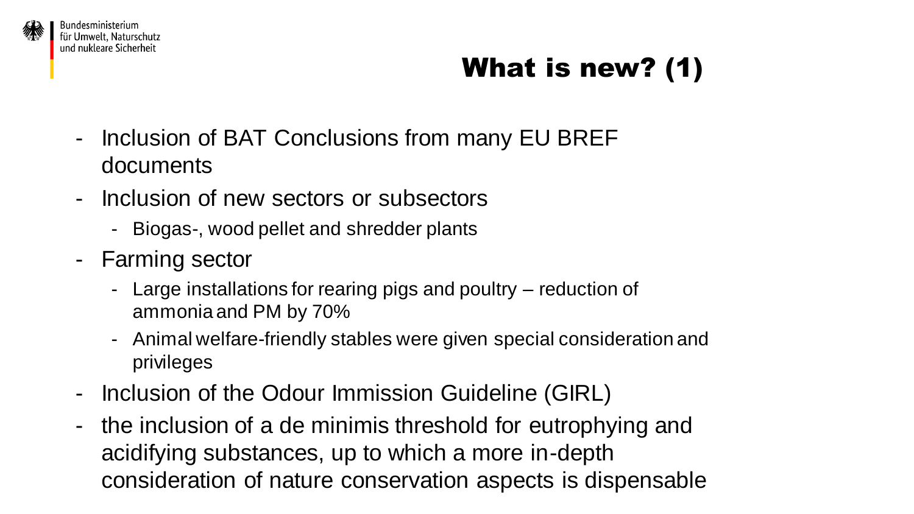# What is new? (1)

- Inclusion of BAT Conclusions from many EU BREF documents
- Inclusion of new sectors or subsectors
  - Biogas-, wood pellet and shredder plants
- Farming sector
  - Large installations for rearing pigs and poultry – reduction of ammonia and PM by 70%
  - Animal welfare-friendly stables were given special consideration and privileges
- Inclusion of the Odour Immission Guideline (GIRL)
- the inclusion of a de minimis threshold for eutrophying and acidifying substances, up to which a more in-depth consideration of nature conservation aspects is dispensable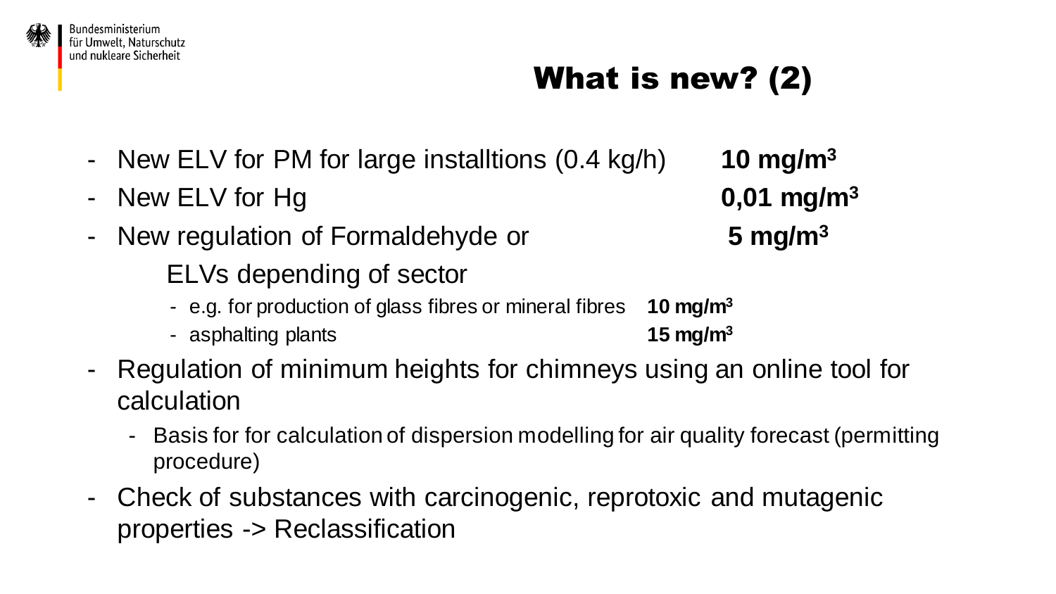# What is new? (2)

- New ELV for PM for large installtions (0.4 kg/h) **10 mg/m$^3$**
- New ELV for Hg **0,01 mg/m$^3$**
- New regulation of Formaldehyde or **5 mg/m$^3$**

  ELVs depending of sector
  - e.g. for production of glass fibres or mineral fibres **10 mg/m$^3$**
  - asphalting plants **15 mg/m$^3$**
- Regulation of minimum heights for chimneys using an online tool for calculation
  - Basis for for calculation of dispersion modelling for air quality forecast (permitting procedure)
- Check of substances with carcinogenic, reprotoxic and mutagenic properties -> Reclassification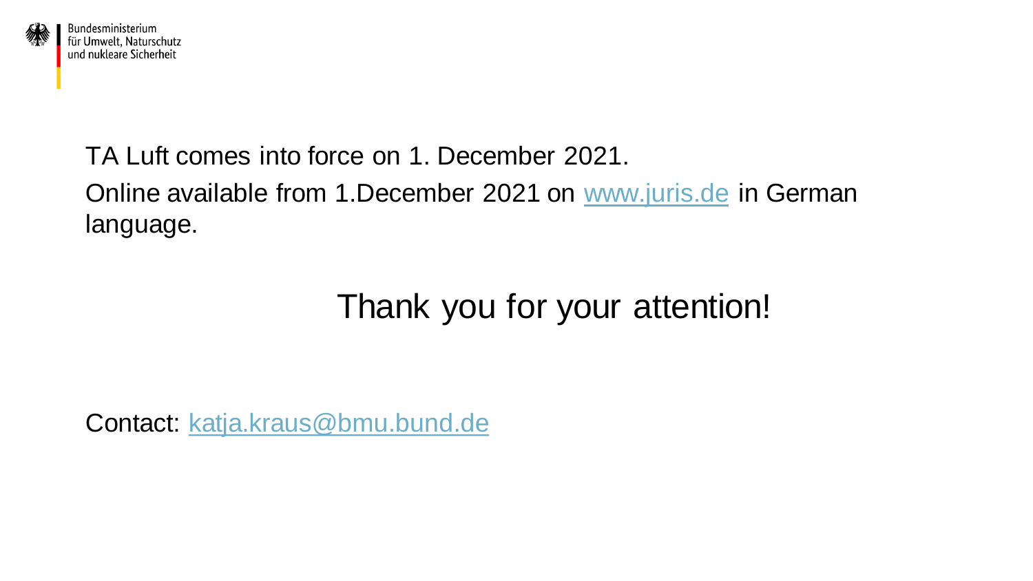Bundesministerium
für Umwelt, Naturschutz
und nukleare Sicherheit

TA Luft comes into force on 1. December 2021.

Online available from 1.December 2021 on www.juris.de in German language.

## Thank you for your attention!

Contact: katja.kraus@bmu.bund.de